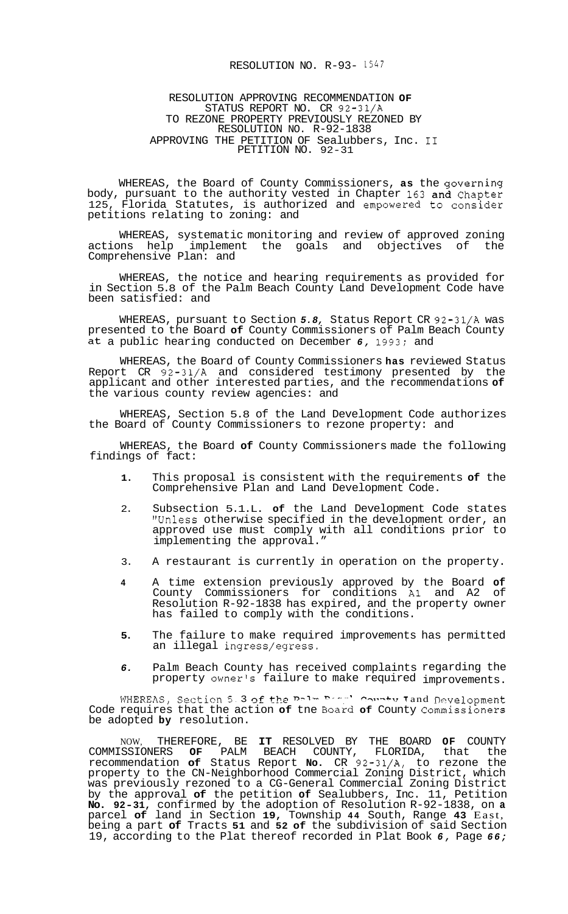RESOLUTION NO. R-93- 1547

RESOLUTION APPROVING RECOMMENDATION OF STATUS REPORT NO. CR 92-31/A TO REZONE PROPERTY PREVIOUSLY REZONED BY RESOLUTION NO. R-92-1838 APPROVING THE PETITION OF Sealubbers, Inc. II PETITION NO. 92-31

WHEREAS, the Board of County Commissioners, as the governing body, pursuant to the authority vested in Chapter 163 and Chapter 125, Florida Statutes, is authorized and empowered to consider petitions relating to zoning: and

WHEREAS, systematic monitoring and review of approved zoning actions help implement the goals and objectives of the Comprehensive Plan: and

WHEREAS, the notice and hearing requirements as provided for in Section 5.8 of the Palm Beach County Land Development Code have been satisfied: and

WHEREAS, pursuant to Section *5.8,* Status Report CR 92-31/A was presented to the Board of County Commissioners of Palm Beach County at a public hearing conducted on December *6,* 1993; and

WHEREAS, the Board of County Commissioners has reviewed Status Report CR 92-31/A and considered testimony presented by the applicant and other interested parties, and the recommendations of the various county review agencies: and

WHEREAS, Section 5.8 of the Land Development Code authorizes the Board of County Commissioners to rezone property: and

WHEREAS, the Board of County Commissioners made the following findings of fact:

1. This proposal is consistent with the requirements of the Comprehensive Plan and Land Development Code.
2. Subsection 5.1.L. of the Land Development Code states "Unless otherwise specified in the development order, an approved use must comply with all conditions prior to implementing the approval."
3. A restaurant is currently in operation on the property.
4. A time extension previously approved by the Board of County Commissioners for conditions A1 and A2 of Resolution R-92-1838 has expired, and the property owner has failed to comply with the conditions.
5. The failure to make required improvements has permitted an illegal ingress/egress.
6. Palm Beach County has received complaints regarding the property owner's failure to make required improvements.

WHEREAS, Section 5.3 of the Palm Beach County Land Development Code requires that the action of the Board of County Commissioners be adopted by resolution.

NOW, THEREFORE, BE IT RESOLVED BY THE BOARD OF COUNTY COMMISSIONERS OF PALM BEACH COUNTY, FLORIDA, that the recommendation of Status Report No. CR 92-31/A, to rezone the property to the CN-Neighborhood Commercial Zoning District, which was previously rezoned to a CG-General Commercial Zoning District by the approval of the petition of Sealubbers, Inc. 11, Petition No. 92-31, confirmed by the adoption of Resolution R-92-1838, on a parcel of land in Section 19, Township 44 South, Range 43 East, being a part of Tracts 51 and 52 of the subdivision of said Section 19, according to the Plat thereof recorded in Plat Book *6,* Page *66;*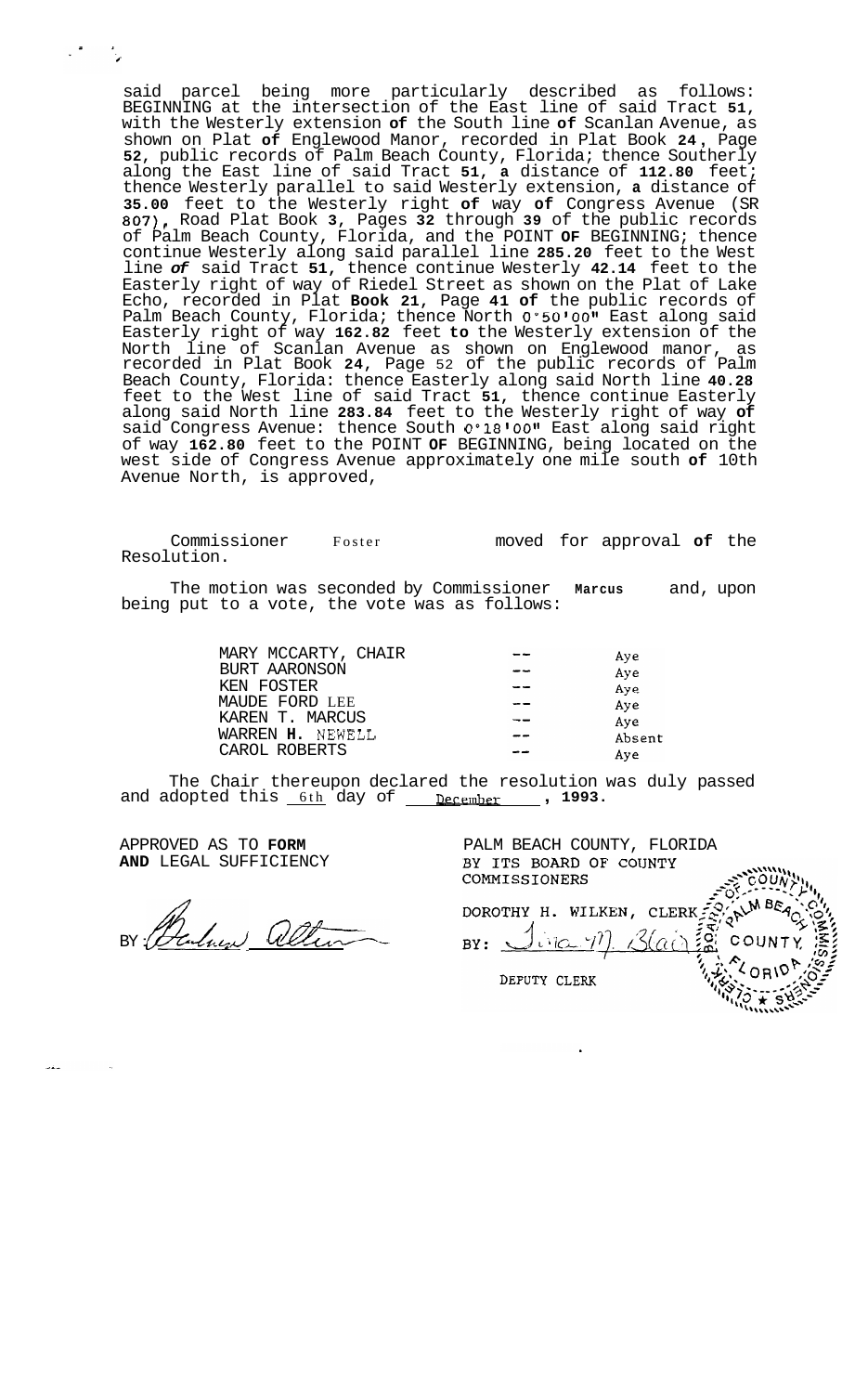said parcel being more particularly described as follows: BEGINNING at the intersection of the East line of said Tract **51**, with the Westerly extension **of** the South line **of** Scanlan Avenue, as shown on Plat **of** Englewood Manor, recorded in Plat Book **24**, Page **52**, public records of Palm Beach County, Florida; thence Southerly along the East line of said Tract **51**, **a** distance of **112.80** feet; thence Westerly parallel to said Westerly extension, **a** distance of **35.00** feet to the Westerly right **of** way **of** Congress Avenue (SR 807), Road Plat Book **3**, Pages **32** through **39** of the public records of Palm Beach County, Florida, and the POINT **OF** BEGINNING; thence continue Westerly along said parallel line **285.20** feet to the West line ***of*** said Tract **51**, thence continue Westerly **42.14** feet to the Easterly right of way of Riedel Street as shown on the Plat of Lake Echo, recorded in Plat **Book 21**, Page **41 of** the public records of Palm Beach County, Florida; thence North 0°50'00" East along said Easterly right of way **162.82** feet **to** the Westerly extension of the North line of Scanlan Avenue as shown on Englewood manor, as recorded in Plat Book **24**, Page 52 of the public records of Palm Beach County, Florida: thence Easterly along said North line **40.28** feet to the West line of said Tract **51**, thence continue Easterly along said North line **283.84** feet to the Westerly right of way **of** said Congress Avenue: thence South 0°18'00" East along said right of way **162.80** feet to the POINT **OF** BEGINNING, being located on the west side of Congress Avenue approximately one mile south **of** 10th Avenue North, is approved,

Commissioner Foster moved for approval **of** the Resolution.

The motion was seconded by Commissioner **Marcus** and, upon being put to a vote, the vote was as follows:

| | | |
|---|---|---|
| MARY MCCARTY, CHAIR | -- | Aye |
| BURT AARONSON | -- | Aye |
| KEN FOSTER | -- | Aye |
| MAUDE FORD LEE | -- | Aye |
| KAREN T. MARCUS | -- | Aye |
| WARREN **H.** NEWELL | -- | Absent |
| CAROL ROBERTS | -- | Aye |

The Chair thereupon declared the resolution was duly passed and adopted this 6th day of December, **1993**.

APPROVED AS TO **FORM AND** LEGAL SUFFICIENCY

BY: [signature]

PALM BEACH COUNTY, FLORIDA
BY ITS BOARD OF COUNTY COMMISSIONERS

DOROTHY H. WILKEN, CLERK

BY: [signature]

DEPUTY CLERK